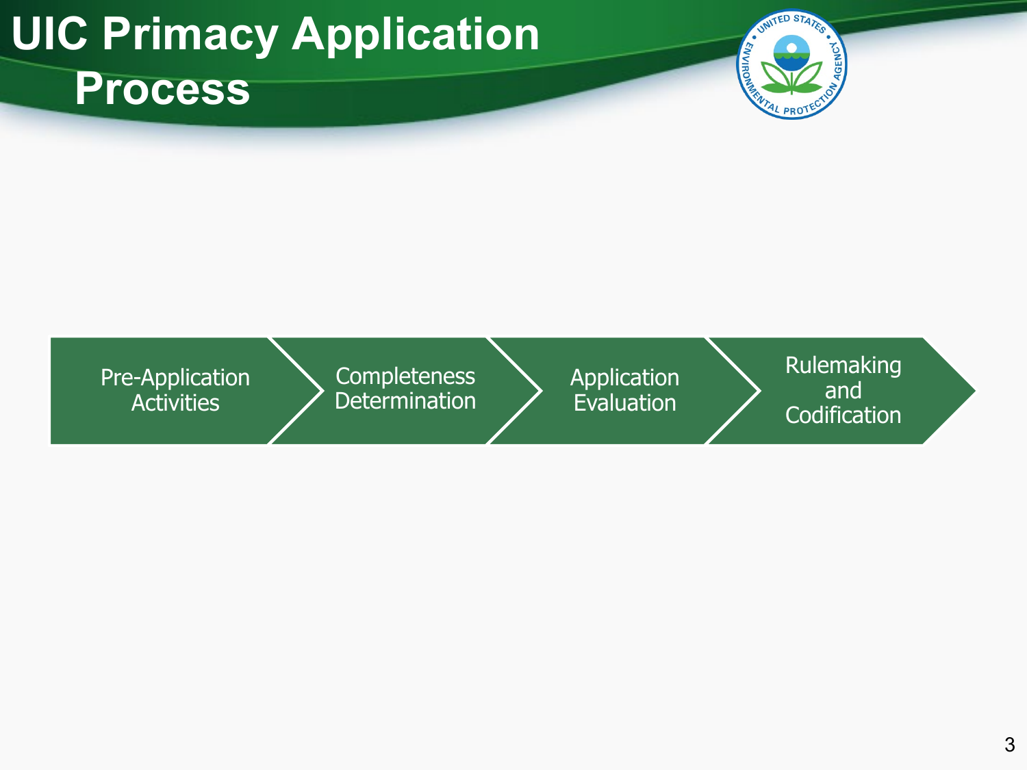# UIC Primacy Application Process

Pre-Application Activities → Completeness Determination → Application Evaluation → Rulemaking and Codification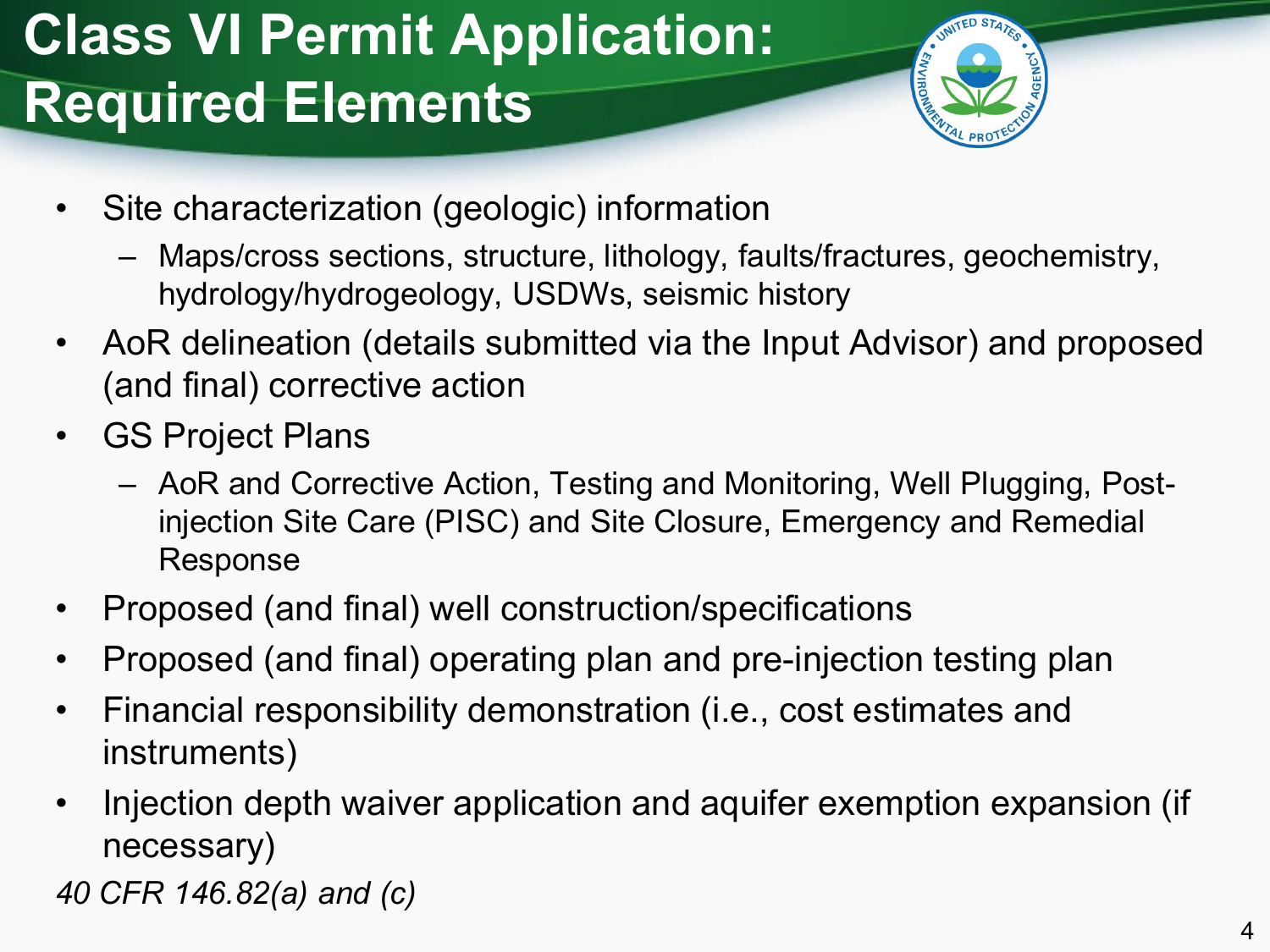# Class VI Permit Application: Required Elements

- Site characterization (geologic) information
  - Maps/cross sections, structure, lithology, faults/fractures, geochemistry, hydrology/hydrogeology, USDWs, seismic history
- AoR delineation (details submitted via the Input Advisor) and proposed (and final) corrective action
- GS Project Plans
  - AoR and Corrective Action, Testing and Monitoring, Well Plugging, Post-injection Site Care (PISC) and Site Closure, Emergency and Remedial Response
- Proposed (and final) well construction/specifications
- Proposed (and final) operating plan and pre-injection testing plan
- Financial responsibility demonstration (i.e., cost estimates and instruments)
- Injection depth waiver application and aquifer exemption expansion (if necessary)

*40 CFR 146.82(a) and (c)*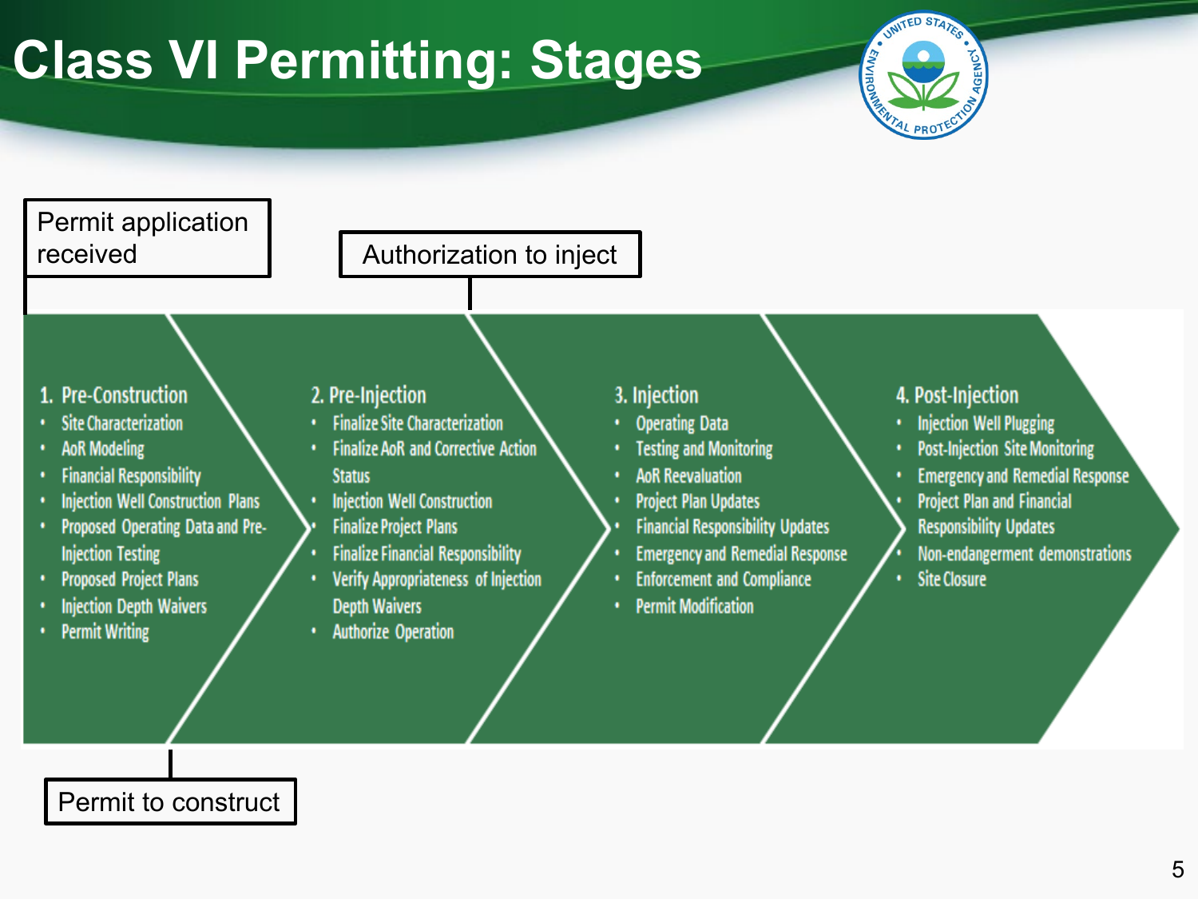# Class VI Permitting: Stages

Permit application received

Authorization to inject

**1. Pre-Construction**
- Site Characterization
- AoR Modeling
- Financial Responsibility
- Injection Well Construction Plans
- Proposed Operating Data and Pre-Injection Testing
- Proposed Project Plans
- Injection Depth Waivers
- Permit Writing

**2. Pre-Injection**
- Finalize Site Characterization
- Finalize AoR and Corrective Action Status
- Injection Well Construction
- Finalize Project Plans
- Finalize Financial Responsibility
- Verify Appropriateness of Injection Depth Waivers
- Authorize Operation

**3. Injection**
- Operating Data
- Testing and Monitoring
- AoR Reevaluation
- Project Plan Updates
- Financial Responsibility Updates
- Emergency and Remedial Response
- Enforcement and Compliance
- Permit Modification

**4. Post-Injection**
- Injection Well Plugging
- Post-Injection Site Monitoring
- Emergency and Remedial Response
- Project Plan and Financial Responsibility Updates
- Non-endangerment demonstrations
- Site Closure

Permit to construct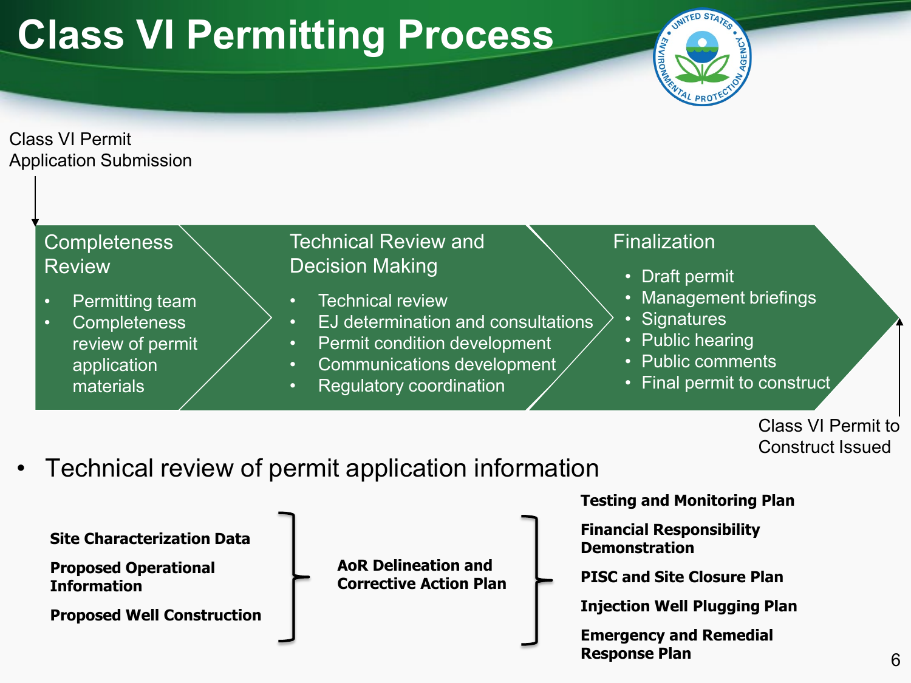# Class VI Permitting Process

Class VI Permit Application Submission

**Completeness Review**

- Permitting team
- Completeness review of permit application materials

**Technical Review and Decision Making**

- Technical review
- EJ determination and consultations
- Permit condition development
- Communications development
- Regulatory coordination

**Finalization**

- Draft permit
- Management briefings
- Signatures
- Public hearing
- Public comments
- Final permit to construct

Class VI Permit to Construct Issued

- Technical review of permit application information

**Site Characterization Data**

**Proposed Operational Information**

**Proposed Well Construction**

**AoR Delineation and Corrective Action Plan**

**Testing and Monitoring Plan**

**Financial Responsibility Demonstration**

**PISC and Site Closure Plan**

**Injection Well Plugging Plan**

**Emergency and Remedial Response Plan**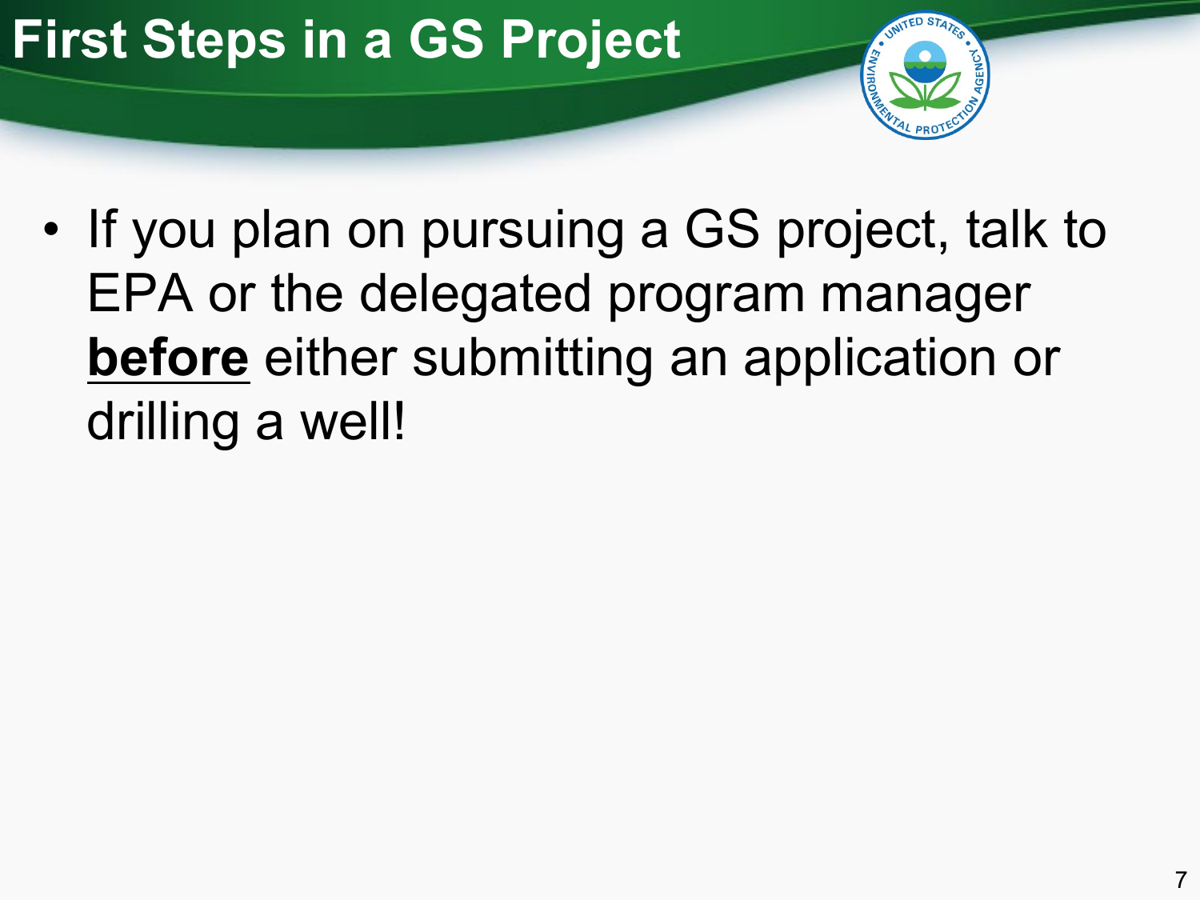# First Steps in a GS Project

- If you plan on pursuing a GS project, talk to EPA or the delegated program manager **<u>before</u>** either submitting an application or drilling a well!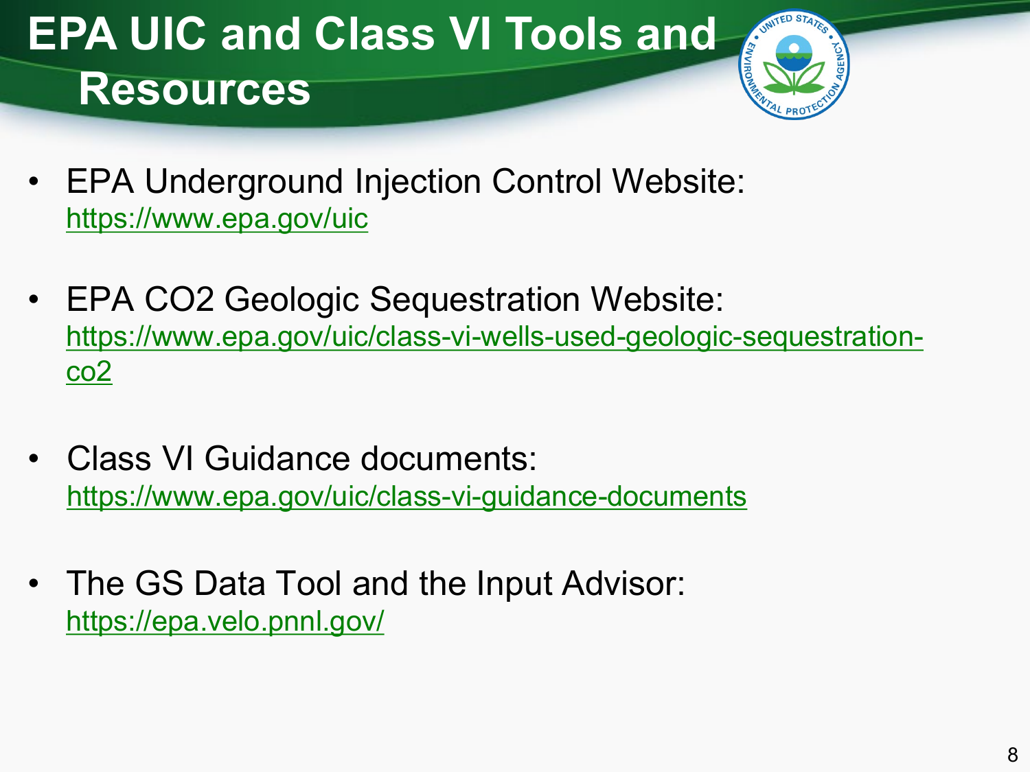# EPA UIC and Class VI Tools and Resources

- EPA Underground Injection Control Website: https://www.epa.gov/uic
- EPA CO2 Geologic Sequestration Website: https://www.epa.gov/uic/class-vi-wells-used-geologic-sequestration-co2
- Class VI Guidance documents: https://www.epa.gov/uic/class-vi-guidance-documents
- The GS Data Tool and the Input Advisor: https://epa.velo.pnnl.gov/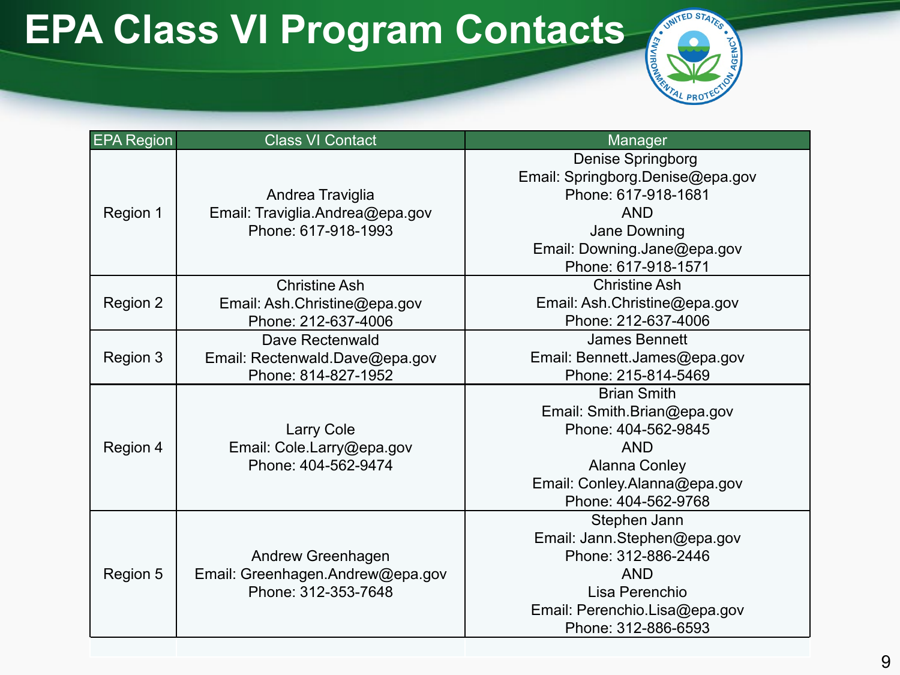# EPA Class VI Program Contacts

| EPA Region | Class VI Contact | Manager |
|---|---|---|
| Region 1 | Andrea Traviglia<br>Email: Traviglia.Andrea@epa.gov<br>Phone: 617-918-1993 | Denise Springborg<br>Email: Springborg.Denise@epa.gov<br>Phone: 617-918-1681<br>AND<br>Jane Downing<br>Email: Downing.Jane@epa.gov<br>Phone: 617-918-1571 |
| Region 2 | Christine Ash<br>Email: Ash.Christine@epa.gov<br>Phone: 212-637-4006 | Christine Ash<br>Email: Ash.Christine@epa.gov<br>Phone: 212-637-4006 |
| Region 3 | Dave Rectenwald<br>Email: Rectenwald.Dave@epa.gov<br>Phone: 814-827-1952 | James Bennett<br>Email: Bennett.James@epa.gov<br>Phone: 215-814-5469 |
| Region 4 | Larry Cole<br>Email: Cole.Larry@epa.gov<br>Phone: 404-562-9474 | Brian Smith<br>Email: Smith.Brian@epa.gov<br>Phone: 404-562-9845<br>AND<br>Alanna Conley<br>Email: Conley.Alanna@epa.gov<br>Phone: 404-562-9768 |
| Region 5 | Andrew Greenhagen<br>Email: Greenhagen.Andrew@epa.gov<br>Phone: 312-353-7648 | Stephen Jann<br>Email: Jann.Stephen@epa.gov<br>Phone: 312-886-2446<br>AND<br>Lisa Perenchio<br>Email: Perenchio.Lisa@epa.gov<br>Phone: 312-886-6593 |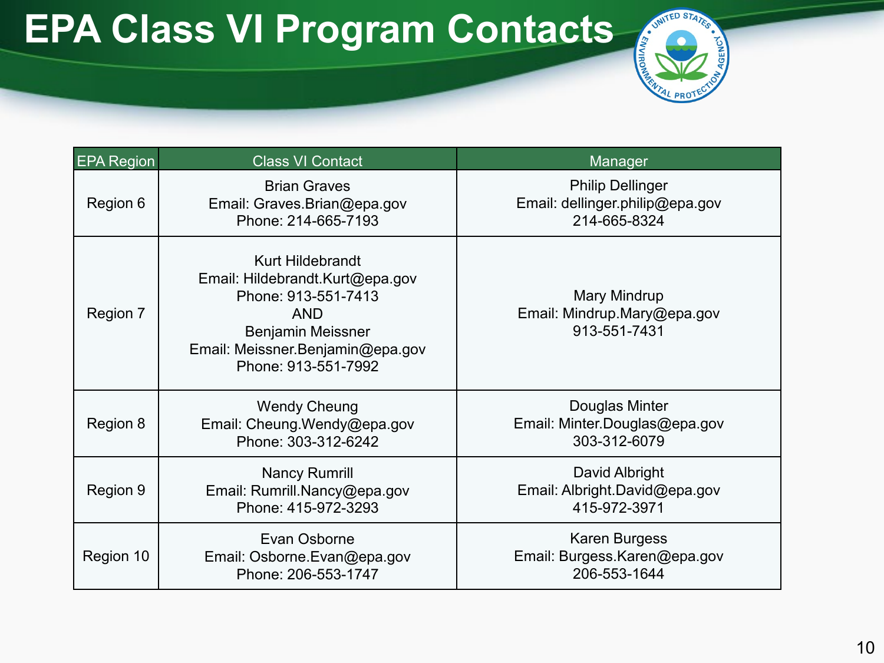# EPA Class VI Program Contacts

| EPA Region | Class VI Contact | Manager |
| --- | --- | --- |
| Region 6 | Brian Graves<br>Email: Graves.Brian@epa.gov<br>Phone: 214-665-7193 | Philip Dellinger<br>Email: dellinger.philip@epa.gov<br>214-665-8324 |
| Region 7 | Kurt Hildebrandt<br>Email: Hildebrandt.Kurt@epa.gov<br>Phone: 913-551-7413<br>AND<br>Benjamin Meissner<br>Email: Meissner.Benjamin@epa.gov<br>Phone: 913-551-7992 | Mary Mindrup<br>Email: Mindrup.Mary@epa.gov<br>913-551-7431 |
| Region 8 | Wendy Cheung<br>Email: Cheung.Wendy@epa.gov<br>Phone: 303-312-6242 | Douglas Minter<br>Email: Minter.Douglas@epa.gov<br>303-312-6079 |
| Region 9 | Nancy Rumrill<br>Email: Rumrill.Nancy@epa.gov<br>Phone: 415-972-3293 | David Albright<br>Email: Albright.David@epa.gov<br>415-972-3971 |
| Region 10 | Evan Osborne<br>Email: Osborne.Evan@epa.gov<br>Phone: 206-553-1747 | Karen Burgess<br>Email: Burgess.Karen@epa.gov<br>206-553-1644 |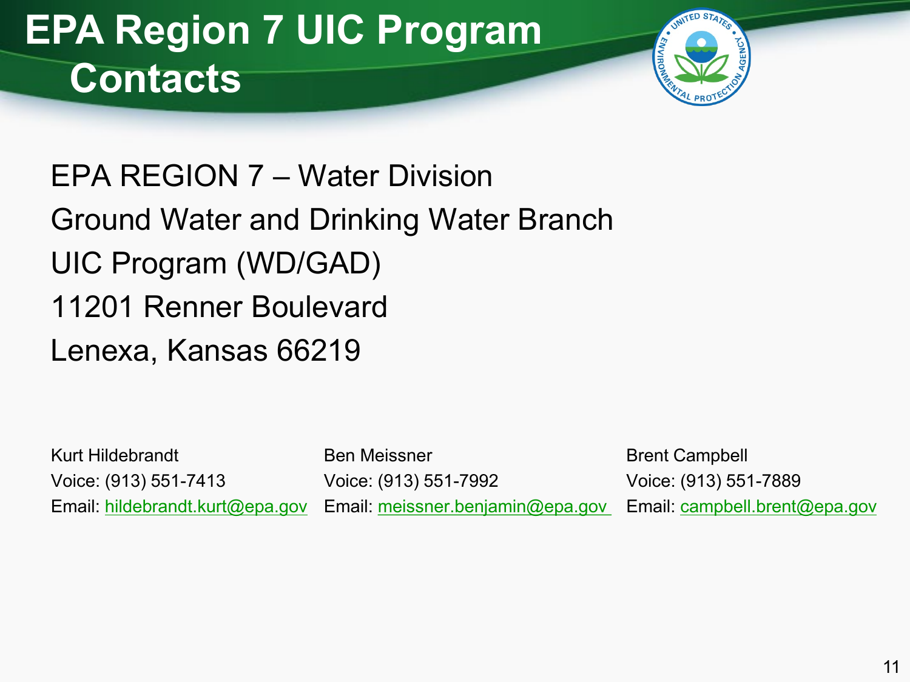# EPA Region 7 UIC Program Contacts

EPA REGION 7 – Water Division

Ground Water and Drinking Water Branch

UIC Program (WD/GAD)

11201 Renner Boulevard

Lenexa, Kansas 66219

Kurt Hildebrandt
Voice: (913) 551-7413
Email: hildebrandt.kurt@epa.gov

Ben Meissner
Voice: (913) 551-7992
Email: meissner.benjamin@epa.gov

Brent Campbell
Voice: (913) 551-7889
Email: campbell.brent@epa.gov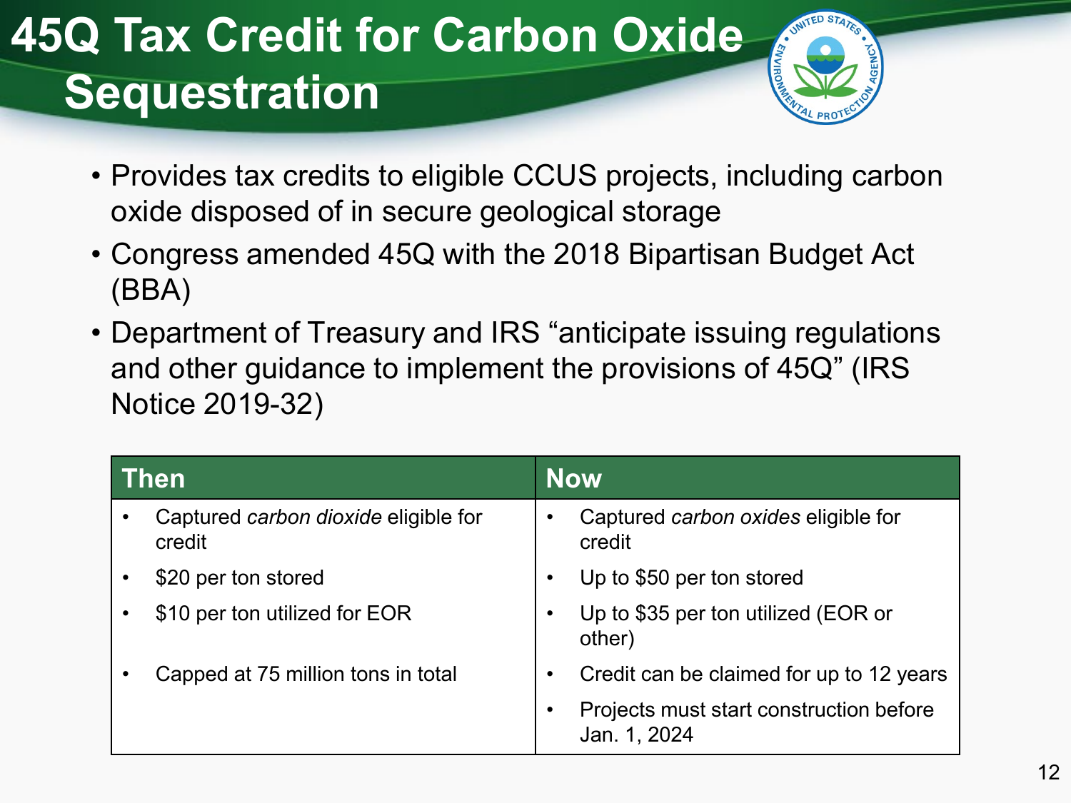# 45Q Tax Credit for Carbon Oxide Sequestration

- Provides tax credits to eligible CCUS projects, including carbon oxide disposed of in secure geological storage
- Congress amended 45Q with the 2018 Bipartisan Budget Act (BBA)
- Department of Treasury and IRS "anticipate issuing regulations and other guidance to implement the provisions of 45Q" (IRS Notice 2019-32)

| Then | Now |
|---|---|
| • Captured *carbon dioxide* eligible for credit | • Captured *carbon oxides* eligible for credit |
| • $20 per ton stored | • Up to $50 per ton stored |
| • $10 per ton utilized for EOR | • Up to $35 per ton utilized (EOR or other) |
| • Capped at 75 million tons in total | • Credit can be claimed for up to 12 years |
| | • Projects must start construction before Jan. 1, 2024 |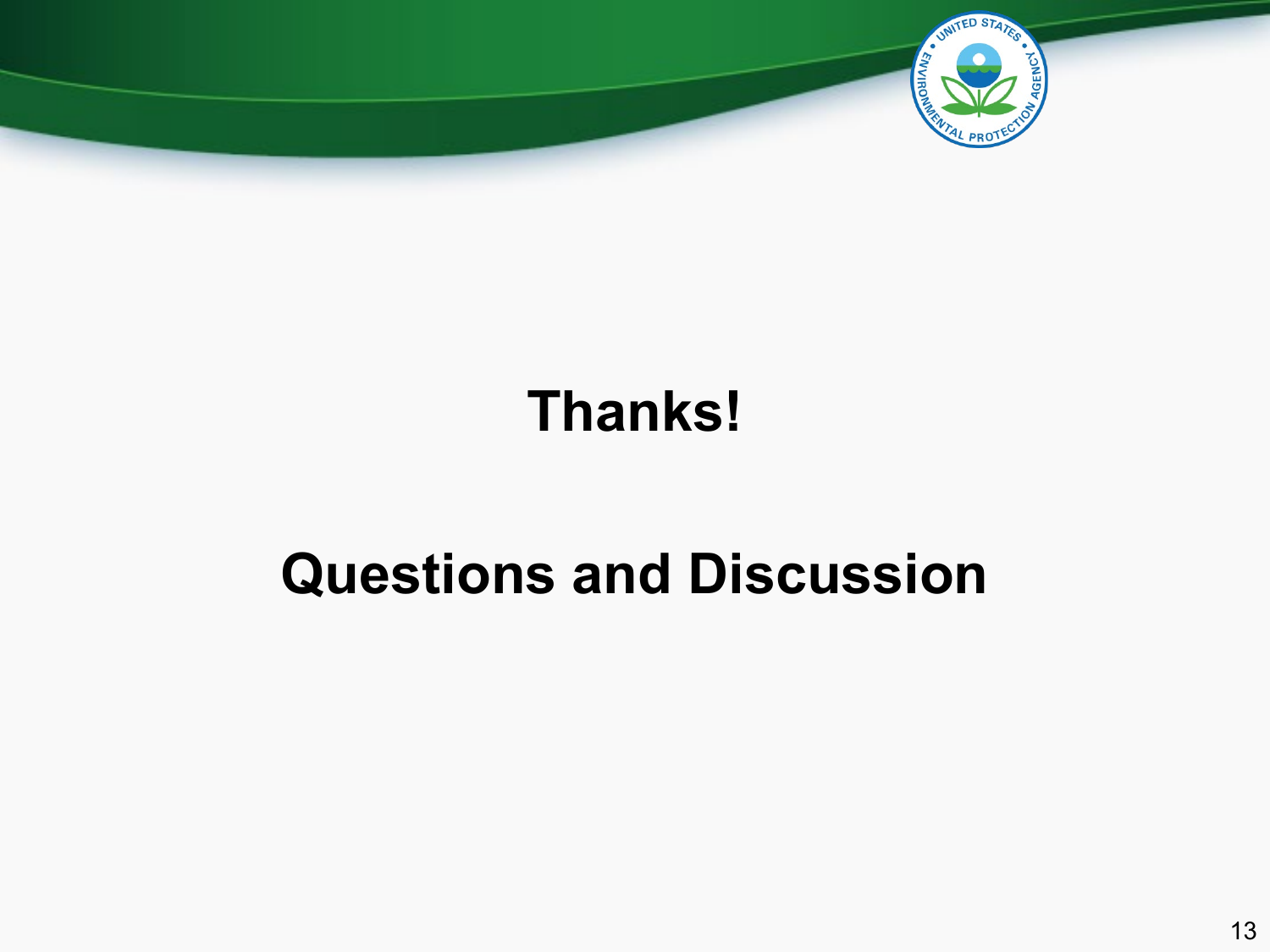# Thanks!

# Questions and Discussion